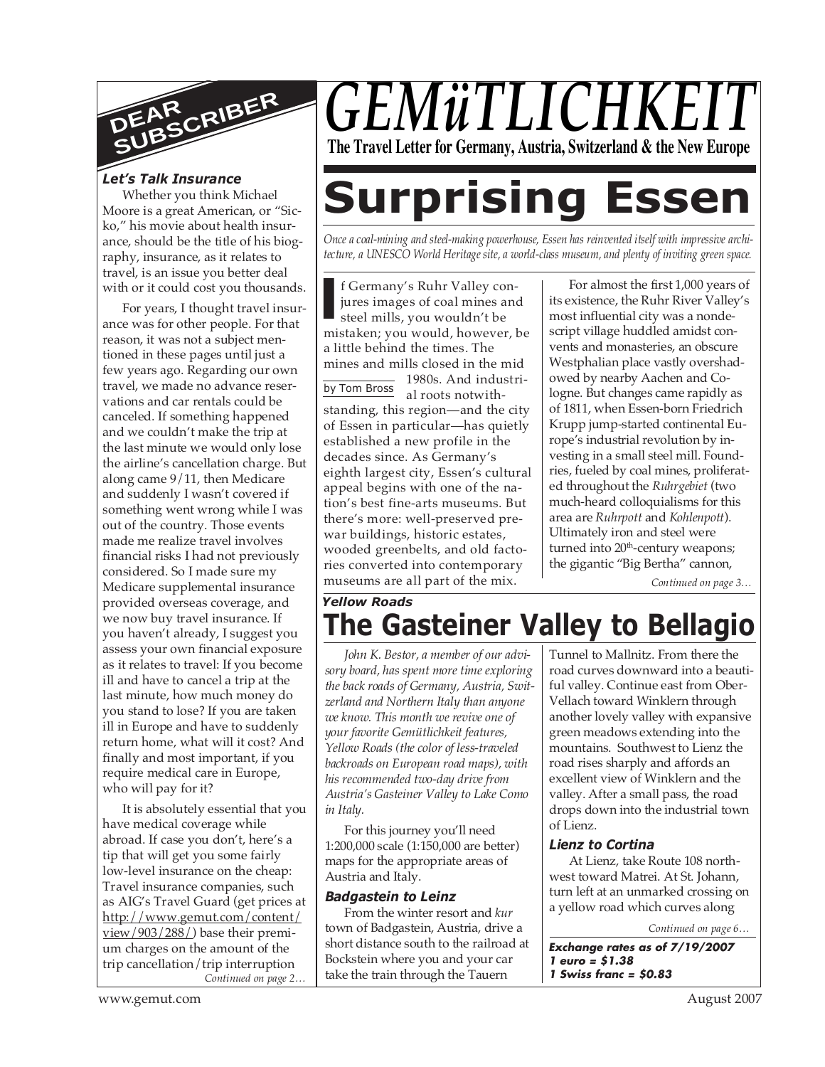# GEMüTLICHKEIT

**The Travel Letter for Germany, Austria, Switzerland & the New Europe**

# Surprising Essen

*Once a coal-mining and steel-making powerhouse, Essen has reinvented itself with impressive architecture, a UNESCO World Heritage site, a world-class museum, and plenty of inviting green space.*

by Tom Bross

If Germany's Ruhr Valley conjures images of coal mines and steel mills, you wouldn't be mistaken; you would, however, be a little behind the times. The mines and mills closed in the mid 1980s. And industrial roots notwithstanding, this region—and the city of Essen in particular—has quietly established a new profile in the decades since. As Germany's eighth largest city, Essen's cultural appeal begins with one of the nation's best fine-arts museums. But there's more: well-preserved prewar buildings, historic estates, wooded greenbelts, and old factories converted into contemporary museums are all part of the mix.

For almost the first 1,000 years of its existence, the Ruhr River Valley's most influential city was a nondescript village huddled amidst convents and monasteries, an obscure Westphalian place vastly overshadowed by nearby Aachen and Cologne. But changes came rapidly as of 1811, when Essen-born Friedrich Krupp jump-started continental Europe's industrial revolution by investing in a small steel mill. Foundries, fueled by coal mines, proliferated throughout the *Ruhrgebiet* (two much-heard colloquialisms for this area are *Ruhrpott* and *Kohlenpott*). Ultimately iron and steel were turned into 20th-century weapons; the gigantic "Big Bertha" cannon,

*Continued on page 3…*

## DEAR SUBSCRIBER

### *Let's Talk Insurance*

Whether you think Michael Moore is a great American, or "Sicko," his movie about health insurance, should be the title of his biography, insurance, as it relates to travel, is an issue you better deal with or it could cost you thousands.

For years, I thought travel insurance was for other people. For that reason, it was not a subject mentioned in these pages until just a few years ago. Regarding our own travel, we made no advance reservations and car rentals could be canceled. If something happened and we couldn't make the trip at the last minute we would only lose the airline's cancellation charge. But along came 9/11, then Medicare and suddenly I wasn't covered if something went wrong while I was out of the country. Those events made me realize travel involves financial risks I had not previously considered. So I made sure my Medicare supplemental insurance provided overseas coverage, and we now buy travel insurance. If you haven't already, I suggest you assess your own financial exposure as it relates to travel: If you become ill and have to cancel a trip at the last minute, how much money do you stand to lose? If you are taken ill in Europe and have to suddenly return home, what will it cost? And finally and most important, if you require medical care in Europe, who will pay for it?

It is absolutely essential that you have medical coverage while abroad. If case you don't, here's a tip that will get you some fairly low-level insurance on the cheap: Travel insurance companies, such as AIG's Travel Guard (get prices at http://www.gemut.com/content/view/903/288/) base their premium charges on the amount of the trip cancellation/trip interruption

*Continued on page 2…*

### *Yellow Roads*

# The Gasteiner Valley to Bellagio

*John K. Bestor, a member of our advisory board, has spent more time exploring the back roads of Germany, Austria, Switzerland and Northern Italy than anyone we know. This month we revive one of your favorite Gemütlichkeit features, Yellow Roads (the color of less-traveled backroads on European road maps), with his recommended two-day drive from Austria's Gasteiner Valley to Lake Como in Italy.*

For this journey you'll need 1:200,000 scale (1:150,000 are better) maps for the appropriate areas of Austria and Italy.

### *Badgastein to Leinz*

From the winter resort and *kur* town of Badgastein, Austria, drive a short distance south to the railroad at Bockstein where you and your car take the train through the Tauern Tunnel to Mallnitz. From there the road curves downward into a beautiful valley. Continue east from Ober-Vellach toward Winklern through another lovely valley with expansive green meadows extending into the mountains. Southwest to Lienz the road rises sharply and affords an excellent view of Winklern and the valley. After a small pass, the road drops down into the industrial town of Lienz.

### *Lienz to Cortina*

At Lienz, take Route 108 northwest toward Matrei. At St. Johann, turn left at an unmarked crossing on a yellow road which curves along

*Continued on page 6…*

***Exchange rates as of 7/19/2007***
***1 euro = $1.38***
***1 Swiss franc = $0.83***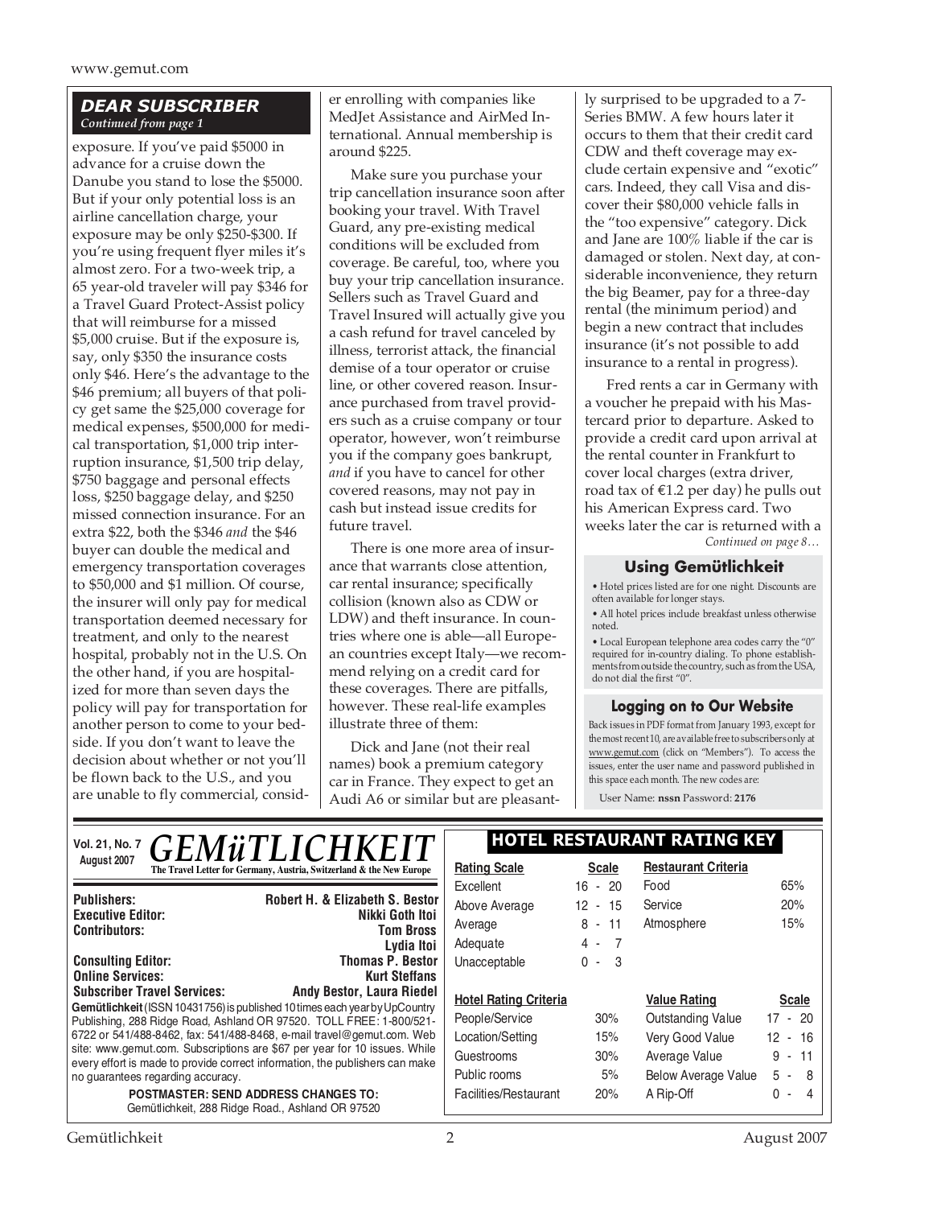## DEAR SUBSCRIBER

*Continued from page 1*

exposure. If you've paid $5000 in advance for a cruise down the Danube you stand to lose the $5000. But if your only potential loss is an airline cancellation charge, your exposure may be only $250-$300. If you're using frequent flyer miles it's almost zero. For a two-week trip, a 65 year-old traveler will pay $346 for a Travel Guard Protect-Assist policy that will reimburse for a missed $5,000 cruise. But if the exposure is, say, only $350 the insurance costs only $46. Here's the advantage to the $46 premium; all buyers of that policy get same the $25,000 coverage for medical expenses, $500,000 for medical transportation, $1,000 trip interruption insurance, $1,500 trip delay, $750 baggage and personal effects loss, $250 baggage delay, and $250 missed connection insurance. For an extra $22, both the $346 *and* the $46 buyer can double the medical and emergency transportation coverages to $50,000 and $1 million. Of course, the insurer will only pay for medical transportation deemed necessary for treatment, and only to the nearest hospital, probably not in the U.S. On the other hand, if you are hospitalized for more than seven days the policy will pay for transportation for another person to come to your bedside. If you don't want to leave the decision about whether or not you'll be flown back to the U.S., and you are unable to fly commercial, consider enrolling with companies like MedJet Assistance and AirMed International. Annual membership is around $225.

Make sure you purchase your trip cancellation insurance soon after booking your travel. With Travel Guard, any pre-existing medical conditions will be excluded from coverage. Be careful, too, where you buy your trip cancellation insurance. Sellers such as Travel Guard and Travel Insured will actually give you a cash refund for travel canceled by illness, terrorist attack, the financial demise of a tour operator or cruise line, or other covered reason. Insurance purchased from travel providers such as a cruise company or tour operator, however, won't reimburse you if the company goes bankrupt, *and* if you have to cancel for other covered reasons, may not pay in cash but instead issue credits for future travel.

There is one more area of insurance that warrants close attention, car rental insurance; specifically collision (known also as CDW or LDW) and theft insurance. In countries where one is able—all European countries except Italy—we recommend relying on a credit card for these coverages. There are pitfalls, however. These real-life examples illustrate three of them:

Dick and Jane (not their real names) book a premium category car in France. They expect to get an Audi A6 or similar but are pleasantly surprised to be upgraded to a 7-Series BMW. A few hours later it occurs to them that their credit card CDW and theft coverage may exclude certain expensive and "exotic" cars. Indeed, they call Visa and discover their $80,000 vehicle falls in the "too expensive" category. Dick and Jane are 100% liable if the car is damaged or stolen. Next day, at considerable inconvenience, they return the big Beamer, pay for a three-day rental (the minimum period) and begin a new contract that includes insurance (it's not possible to add insurance to a rental in progress).

Fred rents a car in Germany with a voucher he prepaid with his Mastercard prior to departure. Asked to provide a credit card upon arrival at the rental counter in Frankfurt to cover local charges (extra driver, road tax of €1.2 per day) he pulls out his American Express card. Two weeks later the car is returned with a

*Continued on page 8…*

### Using Gemütlichkeit

- Hotel prices listed are for one night. Discounts are often available for longer stays.
- All hotel prices include breakfast unless otherwise noted.
- Local European telephone area codes carry the "0" required for in-country dialing. To phone establishments from outside the country, such as from the USA, do not dial the first "0".

### Logging on to Our Website

Back issues in PDF format from January 1993, except for the most recent 10, are available free to subscribers only at www.gemut.com (click on "Members"). To access the issues, enter the user name and password published in this space each month. The new codes are:

User Name: **nssn** Password: **2176**

---

**Vol. 21, No. 7**
**August 2007**

# GEMüTLICHKEIT

**The Travel Letter for Germany, Austria, Switzerland & the New Europe**

| | |
|---|---|
| **Publishers:** | **Robert H. & Elizabeth S. Bestor** |
| **Executive Editor:** | **Nikki Goth Itoi** |
| **Contributors:** | **Tom Bross** |
| | **Lydia Itoi** |
| **Consulting Editor:** | **Thomas P. Bestor** |
| **Online Services:** | **Kurt Steffans** |
| **Subscriber Travel Services:** | **Andy Bestor, Laura Riedel** |

**Gemütlichkeit** (ISSN 10431756) is published 10 times each year by UpCountry Publishing, 288 Ridge Road, Ashland OR 97520. TOLL FREE: 1-800/521-6722 or 541/488-8462, fax: 541/488-8468, e-mail travel@gemut.com. Web site: www.gemut.com. Subscriptions are $67 per year for 10 issues. While every effort is made to provide correct information, the publishers can make no guarantees regarding accuracy.

**POSTMASTER: SEND ADDRESS CHANGES TO:**
Gemütlichkeit, 288 Ridge Road., Ashland OR 97520

### HOTEL RESTAURANT RATING KEY

| Rating Scale | Scale | Restaurant Criteria | |
|---|---|---|---|
| Excellent | 16 - 20 | Food | 65% |
| Above Average | 12 - 15 | Service | 20% |
| Average | 8 - 11 | Atmosphere | 15% |
| Adequate | 4 - 7 | | |
| Unacceptable | 0 - 3 | | |

| Hotel Rating Criteria | | Value Rating | Scale |
|---|---|---|---|
| People/Service | 30% | Outstanding Value | 17 - 20 |
| Location/Setting | 15% | Very Good Value | 12 - 16 |
| Guestrooms | 30% | Average Value | 9 - 11 |
| Public rooms | 5% | Below Average Value | 5 - 8 |
| Facilities/Restaurant | 20% | A Rip-Off | 0 - 4 |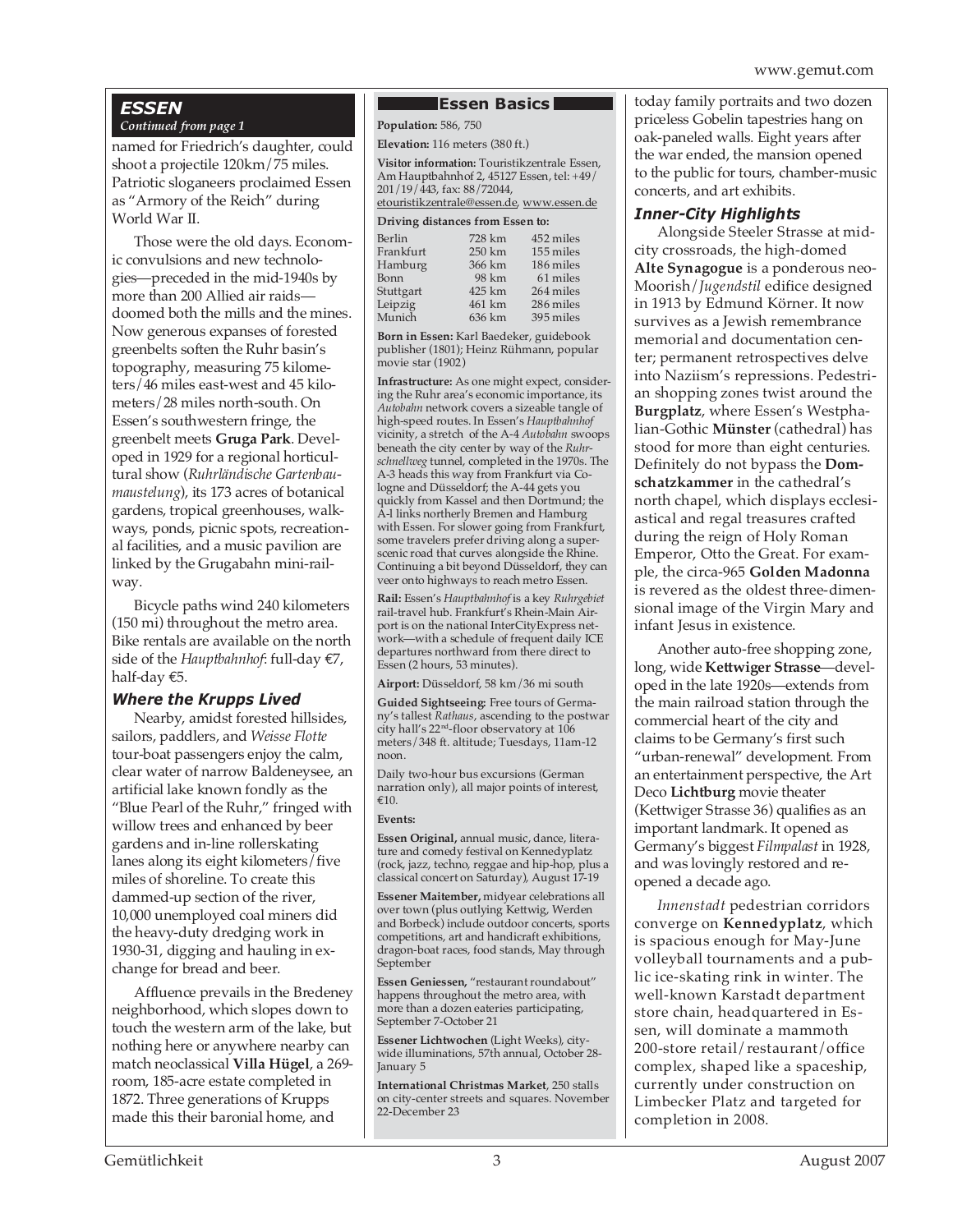## ESSEN

*Continued from page 1*

named for Friedrich's daughter, could shoot a projectile 120km/75 miles. Patriotic sloganeers proclaimed Essen as "Armory of the Reich" during World War II.

Those were the old days. Economic convulsions and new technologies—preceded in the mid-1940s by more than 200 Allied air raids—doomed both the mills and the mines. Now generous expanses of forested greenbelts soften the Ruhr basin's topography, measuring 75 kilometers/46 miles east-west and 45 kilometers/28 miles north-south. On Essen's southwestern fringe, the greenbelt meets **Gruga Park**. Developed in 1929 for a regional horticultural show (*Ruhrländische Gartenbaumaustelung*), its 173 acres of botanical gardens, tropical greenhouses, walkways, ponds, picnic spots, recreational facilities, and a music pavilion are linked by the Grugabahn mini-railway.

Bicycle paths wind 240 kilometers (150 mi) throughout the metro area. Bike rentals are available on the north side of the *Hauptbahnhof*: full-day €7, half-day €5.

### Where the Krupps Lived

Nearby, amidst forested hillsides, sailors, paddlers, and *Weisse Flotte* tour-boat passengers enjoy the calm, clear water of narrow Baldeneysee, an artificial lake known fondly as the "Blue Pearl of the Ruhr," fringed with willow trees and enhanced by beer gardens and in-line rollerskating lanes along its eight kilometers/five miles of shoreline. To create this dammed-up section of the river, 10,000 unemployed coal miners did the heavy-duty dredging work in 1930-31, digging and hauling in exchange for bread and beer.

Affluence prevails in the Bredeney neighborhood, which slopes down to touch the western arm of the lake, but nothing here or anywhere nearby can match neoclassical **Villa Hügel**, a 269-room, 185-acre estate completed in 1872. Three generations of Krupps made this their baronial home, and today family portraits and two dozen priceless Gobelin tapestries hang on oak-paneled walls. Eight years after the war ended, the mansion opened to the public for tours, chamber-music concerts, and art exhibits.

### Inner-City Highlights

Alongside Steeler Strasse at mid-city crossroads, the high-domed **Alte Synagogue** is a ponderous neo-Moorish/*Jugendstil* edifice designed in 1913 by Edmund Körner. It now survives as a Jewish remembrance memorial and documentation center; permanent retrospectives delve into Naziism's repressions. Pedestrian shopping zones twist around the **Burgplatz**, where Essen's Westphalian-Gothic **Münster** (cathedral) has stood for more than eight centuries. Definitely do not bypass the **Domschatzkammer** in the cathedral's north chapel, which displays ecclesiastical and regal treasures crafted during the reign of Holy Roman Emperor, Otto the Great. For example, the circa-965 **Golden Madonna** is revered as the oldest three-dimensional image of the Virgin Mary and infant Jesus in existence.

Another auto-free shopping zone, long, wide **Kettwiger Strasse**—developed in the late 1920s—extends from the main railroad station through the commercial heart of the city and claims to be Germany's first such "urban-renewal" development. From an entertainment perspective, the Art Deco **Lichtburg** movie theater (Kettwiger Strasse 36) qualifies as an important landmark. It opened as Germany's biggest *Filmpalast* in 1928, and was lovingly restored and reopened a decade ago.

*Innenstadt* pedestrian corridors converge on **Kennedyplatz**, which is spacious enough for May-June volleyball tournaments and a public ice-skating rink in winter. The well-known Karstadt department store chain, headquartered in Essen, will dominate a mammoth 200-store retail/restaurant/office complex, shaped like a spaceship, currently under construction on Limbecker Platz and targeted for completion in 2008.

---

### Essen Basics

**Population:** 586, 750

**Elevation:** 116 meters (380 ft.)

**Visitor information:** Touristikzentrale Essen, Am Hauptbahnhof 2, 45127 Essen, tel: +49/201/19/443, fax: 88/72044, etouristikzentrale@essen.de, www.essen.de

**Driving distances from Essen to:**

| | | |
|---|---|---|
| Berlin | 728 km | 452 miles |
| Frankfurt | 250 km | 155 miles |
| Hamburg | 366 km | 186 miles |
| Bonn | 98 km | 61 miles |
| Stuttgart | 425 km | 264 miles |
| Leipzig | 461 km | 286 miles |
| Munich | 636 km | 395 miles |

**Born in Essen:** Karl Baedeker, guidebook publisher (1801); Heinz Rühmann, popular movie star (1902)

**Infrastructure:** As one might expect, considering the Ruhr area's economic importance, its *Autobahn* network covers a sizeable tangle of high-speed routes. In Essen's *Hauptbahnhof* vicinity, a stretch of the A-4 *Autobahn* swoops beneath the city center by way of the *Ruhrschnellweg* tunnel, completed in the 1970s. The A-3 heads this way from Frankfurt via Cologne and Düsseldorf; the A-44 gets you quickly from Kassel and then Dortmund; the A-1 links northerly Bremen and Hamburg with Essen. For slower going from Frankfurt, some travelers prefer driving along a superscenic road that curves alongside the Rhine. Continuing a bit beyond Düsseldorf, they can veer onto highways to reach metro Essen.

**Rail:** Essen's *Hauptbahnhof* is a key *Ruhrgebiet* rail-travel hub. Frankfurt's Rhein-Main Airport is on the national InterCityExpress network—with a schedule of frequent daily ICE departures northward from there direct to Essen (2 hours, 53 minutes).

**Airport:** Düsseldorf, 58 km/36 mi south

**Guided Sightseeing:** Free tours of Germany's tallest *Rathaus*, ascending to the postwar city hall's 22nd-floor observatory at 106 meters/348 ft. altitude; Tuesdays, 11am-12 noon.

Daily two-hour bus excursions (German narration only), all major points of interest, €10.

**Events:**

**Essen Original,** annual music, dance, literature and comedy festival on Kennedyplatz (rock, jazz, techno, reggae and hip-hop, plus a classical concert on Saturday), August 17-19

**Essener Maitember,** midyear celebrations all over town (plus outlying Kettwig, Werden and Borbeck) include outdoor concerts, sports competitions, art and handicraft exhibitions, dragon-boat races, food stands, May through September

**Essen Geniessen,** "restaurant roundabout" happens throughout the metro area, with more than a dozen eateries participating, September 7-October 21

**Essener Lichtwochen** (Light Weeks), citywide illuminations, 57th annual, October 28-January 5

**International Christmas Market**, 250 stalls on city-center streets and squares. November 22-December 23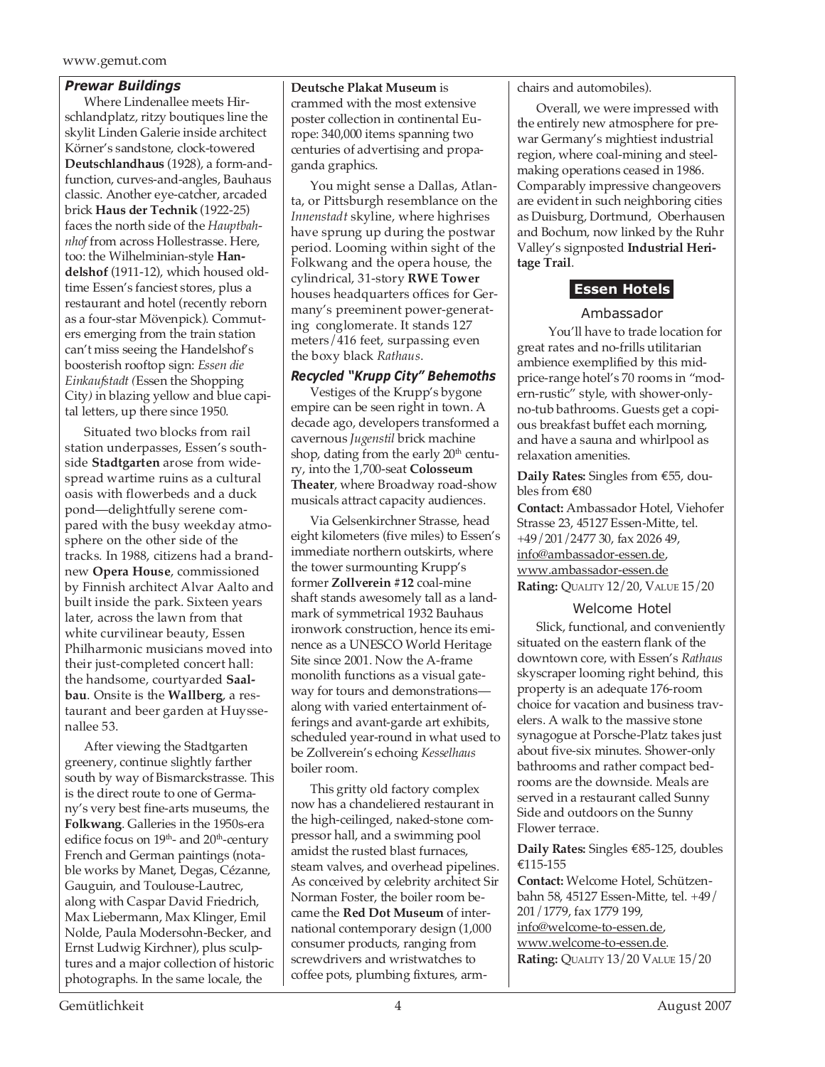### *Prewar Buildings*

Where Lindenallee meets Hirschlandplatz, ritzy boutiques line the skylit Linden Galerie inside architect Körner's sandstone, clock-towered **Deutschlandhaus** (1928), a form-and-function, curves-and-angles, Bauhaus classic. Another eye-catcher, arcaded brick **Haus der Technik** (1922-25) faces the north side of the *Hauptbahnhof* from across Hollestrasse. Here, too: the Wilhelminian-style **Handelshof** (1911-12), which housed oldtime Essen's fanciest stores, plus a restaurant and hotel (recently reborn as a four-star Mövenpick). Commuters emerging from the train station can't miss seeing the Handelshof's boosterish rooftop sign: *Essen die Einkaufstadt (*Essen the Shopping City*)* in blazing yellow and blue capital letters, up there since 1950.

Situated two blocks from rail station underpasses, Essen's southside **Stadtgarten** arose from widespread wartime ruins as a cultural oasis with flowerbeds and a duck pond—delightfully serene compared with the busy weekday atmosphere on the other side of the tracks. In 1988, citizens had a brand-new **Opera House**, commissioned by Finnish architect Alvar Aalto and built inside the park. Sixteen years later, across the lawn from that white curvilinear beauty, Essen Philharmonic musicians moved into their just-completed concert hall: the handsome, courtyarded **Saalbau**. Onsite is the **Wallberg**, a restaurant and beer garden at Huyssenallee 53.

After viewing the Stadtgarten greenery, continue slightly farther south by way of Bismarckstrasse. This is the direct route to one of Germany's very best fine-arts museums, the **Folkwang**. Galleries in the 1950s-era edifice focus on 19th- and 20th-century French and German paintings (notable works by Manet, Degas, Cézanne, Gauguin, and Toulouse-Lautrec, along with Caspar David Friedrich, Max Liebermann, Max Klinger, Emil Nolde, Paula Modersohn-Becker, and Ernst Ludwig Kirchner), plus sculptures and a major collection of historic photographs. In the same locale, the **Deutsche Plakat Museum** is crammed with the most extensive poster collection in continental Europe: 340,000 items spanning two centuries of advertising and propaganda graphics.

You might sense a Dallas, Atlanta, or Pittsburgh resemblance on the *Innenstadt* skyline, where highrises have sprung up during the postwar period. Looming within sight of the Folkwang and the opera house, the cylindrical, 31-story **RWE Tower** houses headquarters offices for Germany's preeminent power-generating conglomerate. It stands 127 meters/416 feet, surpassing even the boxy black *Rathaus*.

### *Recycled "Krupp City" Behemoths*

Vestiges of the Krupp's bygone empire can be seen right in town. A decade ago, developers transformed a cavernous *Jugenstil* brick machine shop, dating from the early 20th century, into the 1,700-seat **Colosseum Theater**, where Broadway road-show musicals attract capacity audiences.

Via Gelsenkirchner Strasse, head eight kilometers (five miles) to Essen's immediate northern outskirts, where the tower surmounting Krupp's former **Zollverein #12** coal-mine shaft stands awesomely tall as a landmark of symmetrical 1932 Bauhaus ironwork construction, hence its eminence as a UNESCO World Heritage Site since 2001. Now the A-frame monolith functions as a visual gateway for tours and demonstrations—along with varied entertainment offerings and avant-garde art exhibits, scheduled year-round in what used to be Zollverein's echoing *Kesselhaus* boiler room.

This gritty old factory complex now has a chandeliered restaurant in the high-ceilinged, naked-stone compressor hall, and a swimming pool amidst the rusted blast furnaces, steam valves, and overhead pipelines. As conceived by celebrity architect Sir Norman Foster, the boiler room became the **Red Dot Museum** of international contemporary design (1,000 consumer products, ranging from screwdrivers and wristwatches to coffee pots, plumbing fixtures, armchairs and automobiles).

Overall, we were impressed with the entirely new atmosphere for prewar Germany's mightiest industrial region, where coal-mining and steel-making operations ceased in 1986. Comparably impressive changeovers are evident in such neighboring cities as Duisburg, Dortmund, Oberhausen and Bochum, now linked by the Ruhr Valley's signposted **Industrial Heritage Trail**.

## Essen Hotels

### Ambassador

You'll have to trade location for great rates and no-frills utilitarian ambience exemplified by this mid-price-range hotel's 70 rooms in "modern-rustic" style, with shower-only-no-tub bathrooms. Guests get a copious breakfast buffet each morning, and have a sauna and whirlpool as relaxation amenities.

**Daily Rates:** Singles from €55, doubles from €80

**Contact:** Ambassador Hotel, Viehofer Strasse 23, 45127 Essen-Mitte, tel. +49/201/2477 30, fax 2026 49, info@ambassador-essen.de, www.ambassador-essen.de

**Rating:** Quality 12/20, Value 15/20

### Welcome Hotel

Slick, functional, and conveniently situated on the eastern flank of the downtown core, with Essen's *Rathaus* skyscraper looming right behind, this property is an adequate 176-room choice for vacation and business travelers. A walk to the massive stone synagogue at Porsche-Platz takes just about five-six minutes. Shower-only bathrooms and rather compact bedrooms are the downside. Meals are served in a restaurant called Sunny Side and outdoors on the Sunny Flower terrace.

**Daily Rates:** Singles €85-125, doubles €115-155

**Contact:** Welcome Hotel, Schützenbahn 58, 45127 Essen-Mitte, tel. +49/201/1779, fax 1779 199, info@welcome-to-essen.de, www.welcome-to-essen.de.

**Rating:** Quality 13/20 Value 15/20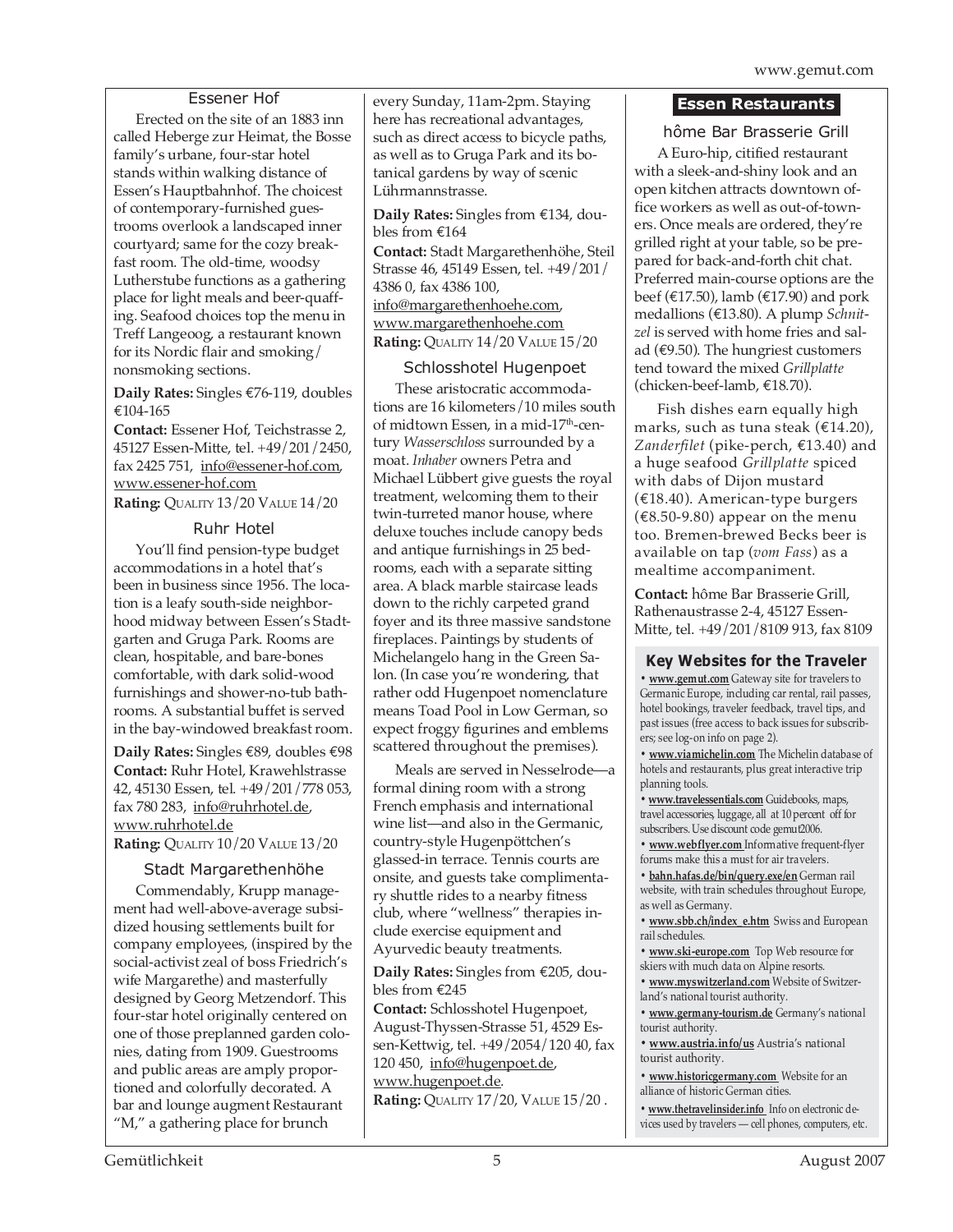### Essener Hof

Erected on the site of an 1883 inn called Heberge zur Heimat, the Bosse family's urbane, four-star hotel stands within walking distance of Essen's Hauptbahnhof. The choicest of contemporary-furnished guestrooms overlook a landscaped inner courtyard; same for the cozy breakfast room. The old-time, woodsy Lutherstube functions as a gathering place for light meals and beer-quaffing. Seafood choices top the menu in Treff Langeoog, a restaurant known for its Nordic flair and smoking/nonsmoking sections.

**Daily Rates:** Singles €76-119, doubles €104-165

**Contact:** Essener Hof, Teichstrasse 2, 45127 Essen-Mitte, tel. +49/201/2450, fax 2425 751, info@essener-hof.com, www.essener-hof.com

**Rating:** QUALITY 13/20 VALUE 14/20

### Ruhr Hotel

You'll find pension-type budget accommodations in a hotel that's been in business since 1956. The location is a leafy south-side neighborhood midway between Essen's Stadtgarten and Gruga Park. Rooms are clean, hospitable, and bare-bones comfortable, with dark solid-wood furnishings and shower-no-tub bathrooms. A substantial buffet is served in the bay-windowed breakfast room.

**Daily Rates:** Singles €89, doubles €98

**Contact:** Ruhr Hotel, Krawehlstrasse 42, 45130 Essen, tel. +49/201/778 053, fax 780 283, info@ruhrhotel.de, www.ruhrhotel.de

**Rating:** QUALITY 10/20 VALUE 13/20

### Stadt Margarethenhöhe

Commendably, Krupp management had well-above-average subsidized housing settlements built for company employees, (inspired by the social-activist zeal of boss Friedrich's wife Margarethe) and masterfully designed by Georg Metzendorf. This four-star hotel originally centered on one of those preplanned garden colonies, dating from 1909. Guestrooms and public areas are amply proportioned and colorfully decorated. A bar and lounge augment Restaurant "M," a gathering place for brunch every Sunday, 11am-2pm. Staying here has recreational advantages, such as direct access to bicycle paths, as well as to Gruga Park and its botanical gardens by way of scenic Lührmannstrasse.

**Daily Rates:** Singles from €134, doubles from €164

**Contact:** Stadt Margarethenhöhe, Steil Strasse 46, 45149 Essen, tel. +49/201/4386 0, fax 4386 100, info@margarethenhoehe.com, www.margarethenhoehe.com

**Rating:** QUALITY 14/20 VALUE 15/20

### Schlosshotel Hugenpoet

These aristocratic accommodations are 16 kilometers/10 miles south of midtown Essen, in a mid-17th-century *Wasserschloss* surrounded by a moat. *Inhaber* owners Petra and Michael Lübbert give guests the royal treatment, welcoming them to their twin-turreted manor house, where deluxe touches include canopy beds and antique furnishings in 25 bedrooms, each with a separate sitting area. A black marble staircase leads down to the richly carpeted grand foyer and its three massive sandstone fireplaces. Paintings by students of Michelangelo hang in the Green Salon. (In case you're wondering, that rather odd Hugenpoet nomenclature means Toad Pool in Low German, so expect froggy figurines and emblems scattered throughout the premises).

Meals are served in Nesselrode—a formal dining room with a strong French emphasis and international wine list—and also in the Germanic, country-style Hugenpöttchen's glassed-in terrace. Tennis courts are onsite, and guests take complimentary shuttle rides to a nearby fitness club, where "wellness" therapies include exercise equipment and Ayurvedic beauty treatments.

**Daily Rates:** Singles from €205, doubles from €245

**Contact:** Schlosshotel Hugenpoet, August-Thyssen-Strasse 51, 4529 Essen-Kettwig, tel. +49/2054/120 40, fax 120 450, info@hugenpoet.de, www.hugenpoet.de.

**Rating:** QUALITY 17/20, VALUE 15/20 .

## Essen Restaurants

### hôme Bar Brasserie Grill

A Euro-hip, citified restaurant with a sleek-and-shiny look and an open kitchen attracts downtown office workers as well as out-of-towners. Once meals are ordered, they're grilled right at your table, so be prepared for back-and-forth chit chat. Preferred main-course options are the beef (€17.50), lamb (€17.90) and pork medallions (€13.80). A plump *Schnitzel* is served with home fries and salad (€9.50). The hungriest customers tend toward the mixed *Grillplatte* (chicken-beef-lamb, €18.70).

Fish dishes earn equally high marks, such as tuna steak (€14.20), *Zanderfilet* (pike-perch, €13.40) and a huge seafood *Grillplatte* spiced with dabs of Dijon mustard (€18.40). American-type burgers (€8.50-9.80) appear on the menu too. Bremen-brewed Becks beer is available on tap (*vom Fass*) as a mealtime accompaniment.

**Contact:** hôme Bar Brasserie Grill, Rathenaustrasse 2-4, 45127 Essen-Mitte, tel. +49/201/8109 913, fax 8109

### Key Websites for the Traveler

- **www.gemut.com** Gateway site for travelers to Germanic Europe, including car rental, rail passes, hotel bookings, traveler feedback, travel tips, and past issues (free access to back issues for subscribers; see log-on info on page 2).
- **www.viamichelin.com** The Michelin database of hotels and restaurants, plus great interactive trip planning tools.
- **www.travelessentials.com** Guidebooks, maps, travel accessories, luggage, all at 10 percent off for subscribers. Use discount code gemut2006.
- **www.webflyer.com** Informative frequent-flyer forums make this a must for air travelers.
- **bahn.hafas.de/bin/query.exe/en** German rail website, with train schedules throughout Europe, as well as Germany.
- **www.sbb.ch/index_e.htm** Swiss and European rail schedules.
- **www.ski-europe.com** Top Web resource for skiers with much data on Alpine resorts.
- **www.myswitzerland.com** Website of Switzerland's national tourist authority.
- **www.germany-tourism.de** Germany's national tourist authority.
- **www.austria.info/us** Austria's national tourist authority.
- **www.historicgermany.com** Website for an alliance of historic German cities.
- **www.thetravelinsider.info** Info on electronic devices used by travelers — cell phones, computers, etc.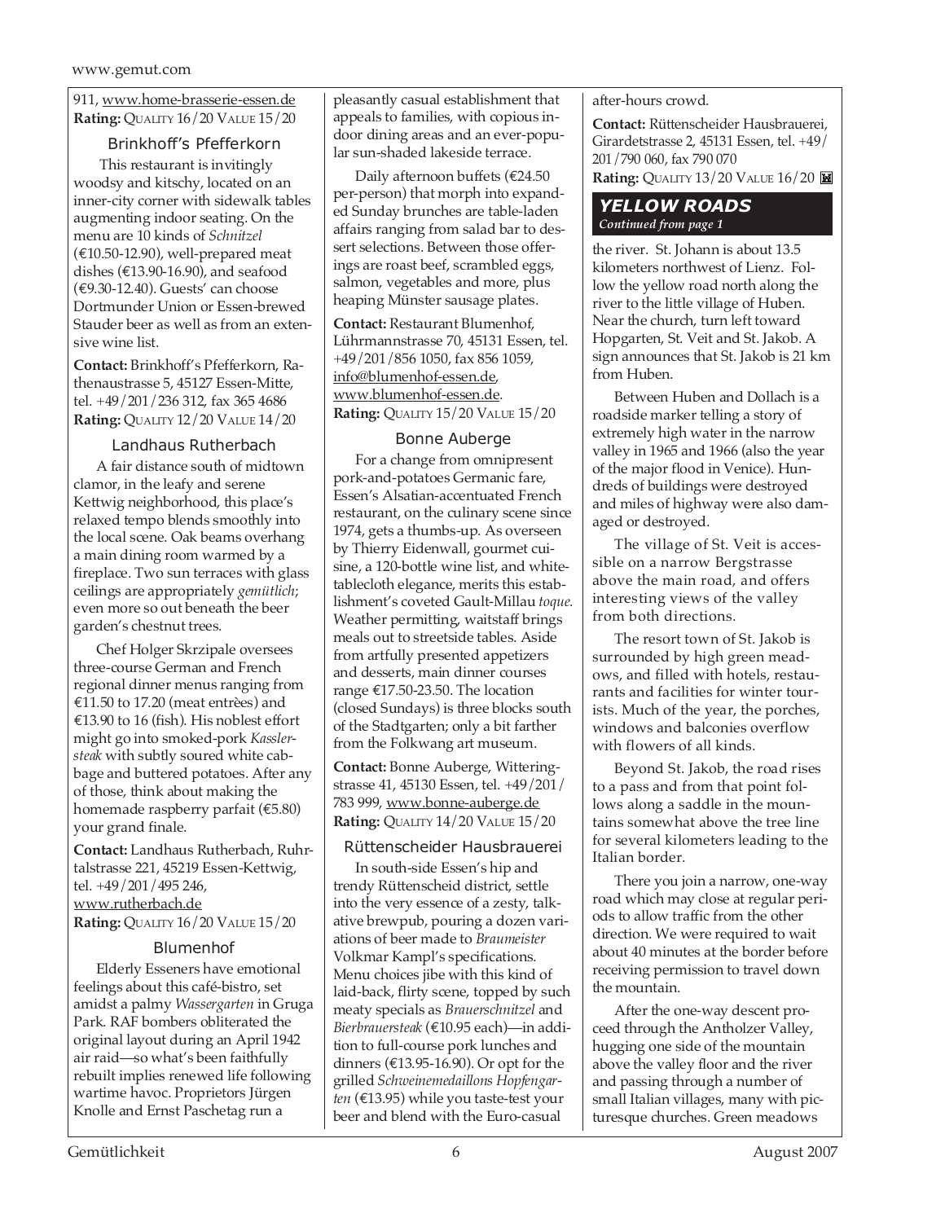911, www.home-brasserie-essen.de
**Rating:** QUALITY 16/20 VALUE 15/20

### Brinkhoff's Pfefferkorn

This restaurant is invitingly woodsy and kitschy, located on an inner-city corner with sidewalk tables augmenting indoor seating. On the menu are 10 kinds of *Schnitzel* (€10.50-12.90), well-prepared meat dishes (€13.90-16.90), and seafood (€9.30-12.40). Guests' can choose Dortmunder Union or Essen-brewed Stauder beer as well as from an extensive wine list.

**Contact:** Brinkhoff's Pfefferkorn, Rathenaustrasse 5, 45127 Essen-Mitte, tel. +49/201/236 312, fax 365 4686
**Rating:** QUALITY 12/20 VALUE 14/20

### Landhaus Rutherbach

A fair distance south of midtown clamor, in the leafy and serene Kettwig neighborhood, this place's relaxed tempo blends smoothly into the local scene. Oak beams overhang a main dining room warmed by a fireplace. Two sun terraces with glass ceilings are appropriately *gemütlich*; even more so out beneath the beer garden's chestnut trees.

Chef Holger Skrzipale oversees three-course German and French regional dinner menus ranging from €11.50 to 17.20 (meat entrèes) and €13.90 to 16 (fish). His noblest effort might go into smoked-pork *Kasslersteak* with subtly soured white cabbage and buttered potatoes. After any of those, think about making the homemade raspberry parfait (€5.80) your grand finale.

**Contact:** Landhaus Rutherbach, Ruhrtalstrasse 221, 45219 Essen-Kettwig, tel. +49/201/495 246, www.rutherbach.de
**Rating:** QUALITY 16/20 VALUE 15/20

### Blumenhof

Elderly Esseners have emotional feelings about this café-bistro, set amidst a palmy *Wassergarten* in Gruga Park. RAF bombers obliterated the original layout during an April 1942 air raid—so what's been faithfully rebuilt implies renewed life following wartime havoc. Proprietors Jürgen Knolle and Ernst Paschetag run a pleasantly casual establishment that appeals to families, with copious indoor dining areas and an ever-popular sun-shaded lakeside terrace.

Daily afternoon buffets (€24.50 per-person) that morph into expanded Sunday brunches are table-laden affairs ranging from salad bar to dessert selections. Between those offerings are roast beef, scrambled eggs, salmon, vegetables and more, plus heaping Münster sausage plates.

**Contact:** Restaurant Blumenhof, Lührmannstrasse 70, 45131 Essen, tel. +49/201/856 1050, fax 856 1059, info@blumenhof-essen.de, www.blumenhof-essen.de.
**Rating:** QUALITY 15/20 VALUE 15/20

### Bonne Auberge

For a change from omnipresent pork-and-potatoes Germanic fare, Essen's Alsatian-accentuated French restaurant, on the culinary scene since 1974, gets a thumbs-up. As overseen by Thierry Eidenwall, gourmet cuisine, a 120-bottle wine list, and white-tablecloth elegance, merits this establishment's coveted Gault-Millau *toque*. Weather permitting, waitstaff brings meals out to streetside tables. Aside from artfully presented appetizers and desserts, main dinner courses range €17.50-23.50. The location (closed Sundays) is three blocks south of the Stadtgarten; only a bit farther from the Folkwang art museum.

**Contact:** Bonne Auberge, Witteringstrasse 41, 45130 Essen, tel. +49/201/783 999, www.bonne-auberge.de
**Rating:** QUALITY 14/20 VALUE 15/20

### Rüttenscheider Hausbrauerei

In south-side Essen's hip and trendy Rüttenscheid district, settle into the very essence of a zesty, talkative brewpub, pouring a dozen variations of beer made to *Braumeister* Volkmar Kampl's specifications. Menu choices jibe with this kind of laid-back, flirty scene, topped by such meaty specials as *Brauerschnitzel* and *Bierbrauersteak* (€10.95 each)—in addition to full-course pork lunches and dinners (€13.95-16.90). Or opt for the grilled *Schweinemedaillons Hopfengarten* (€13.95) while you taste-test your beer and blend with the Euro-casual after-hours crowd.

**Contact:** Rüttenscheider Hausbrauerei, Girardetstrasse 2, 45131 Essen, tel. +49/201/790 060, fax 790 070
**Rating:** QUALITY 13/20 VALUE 16/20

## YELLOW ROADS
*Continued from page 1*

the river. St. Johann is about 13.5 kilometers northwest of Lienz. Follow the yellow road north along the river to the little village of Huben. Near the church, turn left toward Hopgarten, St. Veit and St. Jakob. A sign announces that St. Jakob is 21 km from Huben.

Between Huben and Dollach is a roadside marker telling a story of extremely high water in the narrow valley in 1965 and 1966 (also the year of the major flood in Venice). Hundreds of buildings were destroyed and miles of highway were also damaged or destroyed.

The village of St. Veit is accessible on a narrow Bergstrasse above the main road, and offers interesting views of the valley from both directions.

The resort town of St. Jakob is surrounded by high green meadows, and filled with hotels, restaurants and facilities for winter tourists. Much of the year, the porches, windows and balconies overflow with flowers of all kinds.

Beyond St. Jakob, the road rises to a pass and from that point follows along a saddle in the mountains somewhat above the tree line for several kilometers leading to the Italian border.

There you join a narrow, one-way road which may close at regular periods to allow traffic from the other direction. We were required to wait about 40 minutes at the border before receiving permission to travel down the mountain.

After the one-way descent proceed through the Antholzer Valley, hugging one side of the mountain above the valley floor and the river and passing through a number of small Italian villages, many with picturesque churches. Green meadows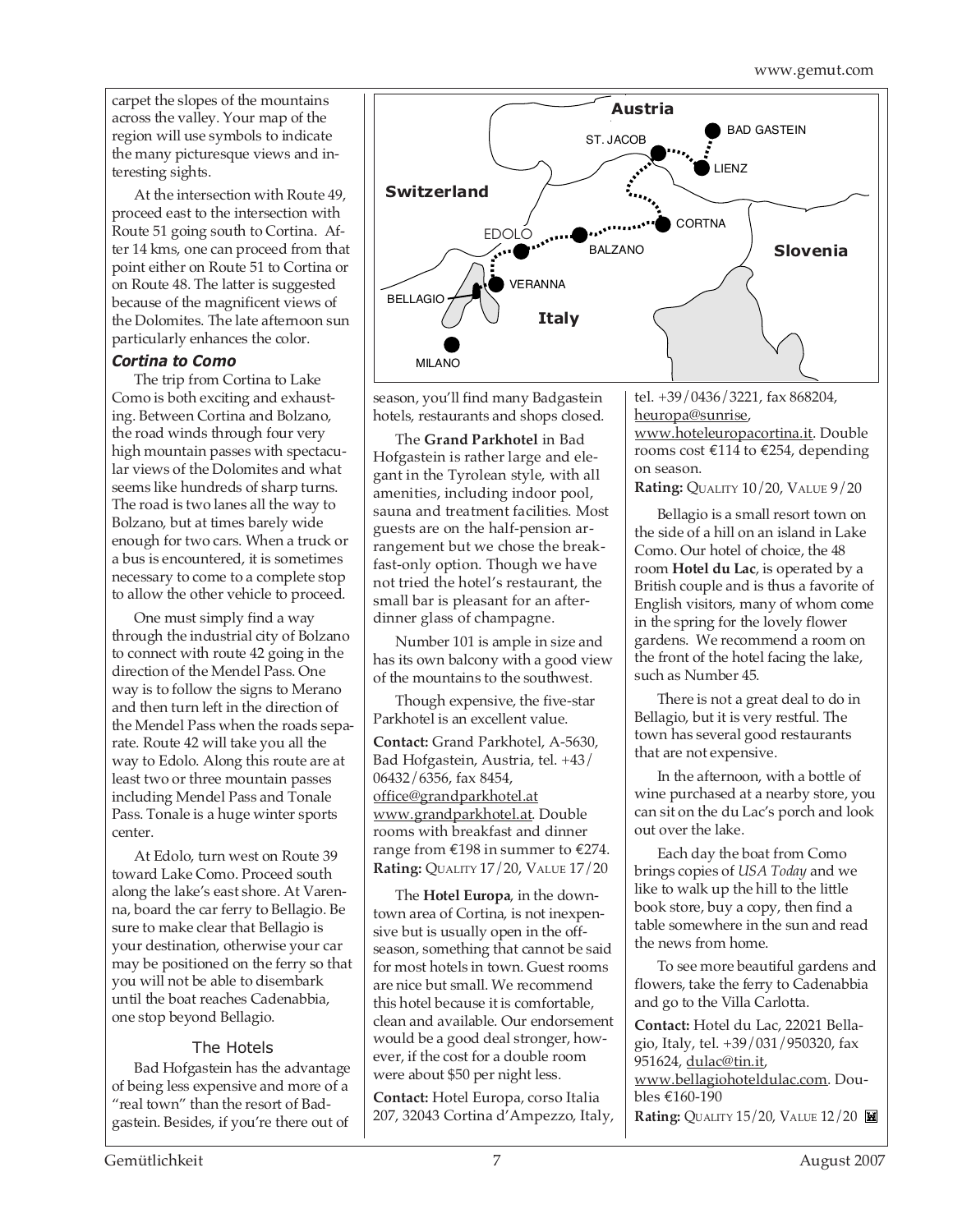carpet the slopes of the mountains across the valley. Your map of the region will use symbols to indicate the many picturesque views and interesting sights.

At the intersection with Route 49, proceed east to the intersection with Route 51 going south to Cortina. After 14 kms, one can proceed from that point either on Route 51 to Cortina or on Route 48. The latter is suggested because of the magnificent views of the Dolomites. The late afternoon sun particularly enhances the color.

### *Cortina to Como*

The trip from Cortina to Lake Como is both exciting and exhausting. Between Cortina and Bolzano, the road winds through four very high mountain passes with spectacular views of the Dolomites and what seems like hundreds of sharp turns. The road is two lanes all the way to Bolzano, but at times barely wide enough for two cars. When a truck or a bus is encountered, it is sometimes necessary to come to a complete stop to allow the other vehicle to proceed.

One must simply find a way through the industrial city of Bolzano to connect with route 42 going in the direction of the Mendel Pass. One way is to follow the signs to Merano and then turn left in the direction of the Mendel Pass when the roads separate. Route 42 will take you all the way to Edolo. Along this route are at least two or three mountain passes including Mendel Pass and Tonale Pass. Tonale is a huge winter sports center.

At Edolo, turn west on Route 39 toward Lake Como. Proceed south along the lake's east shore. At Varenna, board the car ferry to Bellagio. Be sure to make clear that Bellagio is your destination, otherwise your car may be positioned on the ferry so that you will not be able to disembark until the boat reaches Cadenabbia, one stop beyond Bellagio.

Austria · Switzerland · Slovenia · Italy · BAD GASTEIN · ST. JACOB · LIENZ · CORTNA · BALZANO · EDOLO · VERANNA · BELLAGIO · MILANO

## The Hotels

Bad Hofgastein has the advantage of being less expensive and more of a "real town" than the resort of Badgastein. Besides, if you're there out of season, you'll find many Badgastein hotels, restaurants and shops closed.

The **Grand Parkhotel** in Bad Hofgastein is rather large and elegant in the Tyrolean style, with all amenities, including indoor pool, sauna and treatment facilities. Most guests are on the half-pension arrangement but we chose the breakfast-only option. Though we have not tried the hotel's restaurant, the small bar is pleasant for an after-dinner glass of champagne.

Number 101 is ample in size and has its own balcony with a good view of the mountains to the southwest.

Though expensive, the five-star Parkhotel is an excellent value.

**Contact:** Grand Parkhotel, A-5630, Bad Hofgastein, Austria, tel. +43/06432/6356, fax 8454, office@grandparkhotel.at www.grandparkhotel.at. Double rooms with breakfast and dinner range from €198 in summer to €274.
**Rating:** QUALITY 17/20, VALUE 17/20

The **Hotel Europa**, in the downtown area of Cortina, is not inexpensive but is usually open in the off-season, something that cannot be said for most hotels in town. Guest rooms are nice but small. We recommend this hotel because it is comfortable, clean and available. Our endorsement would be a good deal stronger, however, if the cost for a double room were about $50 per night less.

**Contact:** Hotel Europa, corso Italia 207, 32043 Cortina d'Ampezzo, Italy, tel. +39/0436/3221, fax 868204, heuropa@sunrise, www.hoteleuropacortina.it. Double rooms cost €114 to €254, depending on season.
**Rating:** QUALITY 10/20, VALUE 9/20

Bellagio is a small resort town on the side of a hill on an island in Lake Como. Our hotel of choice, the 48 room **Hotel du Lac**, is operated by a British couple and is thus a favorite of English visitors, many of whom come in the spring for the lovely flower gardens. We recommend a room on the front of the hotel facing the lake, such as Number 45.

There is not a great deal to do in Bellagio, but it is very restful. The town has several good restaurants that are not expensive.

In the afternoon, with a bottle of wine purchased at a nearby store, you can sit on the du Lac's porch and look out over the lake.

Each day the boat from Como brings copies of *USA Today* and we like to walk up the hill to the little book store, buy a copy, then find a table somewhere in the sun and read the news from home.

To see more beautiful gardens and flowers, take the ferry to Cadenabbia and go to the Villa Carlotta.

**Contact:** Hotel du Lac, 22021 Bellagio, Italy, tel. +39/031/950320, fax 951624, dulac@tin.it, www.bellagiohoteldulac.com. Doubles €160-190
**Rating:** QUALITY 15/20, VALUE 12/20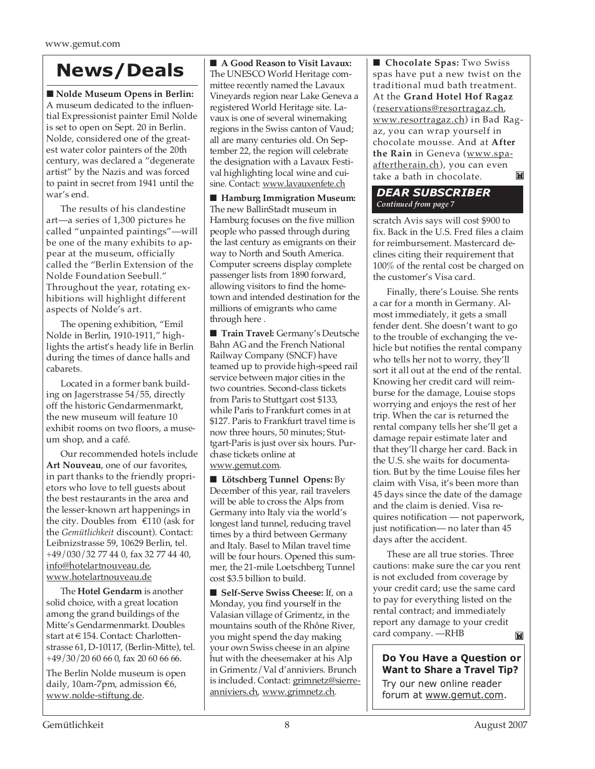# News/Deals

■ **Nolde Museum Opens in Berlin:** A museum dedicated to the influential Expressionist painter Emil Nolde is set to open on Sept. 20 in Berlin. Nolde, considered one of the greatest water color painters of the 20th century, was declared a "degenerate artist" by the Nazis and was forced to paint in secret from 1941 until the war's end.

The results of his clandestine art—a series of 1,300 pictures he called "unpainted paintings"—will be one of the many exhibits to appear at the museum, officially called the "Berlin Extension of the Nolde Foundation Seebull." Throughout the year, rotating exhibitions will highlight different aspects of Nolde's art.

The opening exhibition, "Emil Nolde in Berlin, 1910-1911," highlights the artist's heady life in Berlin during the times of dance halls and cabarets.

Located in a former bank building on Jagerstrasse 54/55, directly off the historic Gendarmenmarkt, the new museum will feature 10 exhibit rooms on two floors, a museum shop, and a café.

Our recommended hotels include **Art Nouveau**, one of our favorites, in part thanks to the friendly proprietors who love to tell guests about the best restaurants in the area and the lesser-known art happenings in the city. Doubles from €110 (ask for the *Gemütlichkeit* discount). Contact: Leibnizstrasse 59, 10629 Berlin, tel. +49/030/32 77 44 0, fax 32 77 44 40, info@hotelartnouveau.de, www.hotelartnouveau.de

The **Hotel Gendarm** is another solid choice, with a great location among the grand buildings of the Mitte's Gendarmenmarkt. Doubles start at €154. Contact: Charlottenstrasse 61, D-10117, (Berlin-Mitte), tel. +49/30/20 60 66 0, fax 20 60 66 66.

The Berlin Nolde museum is open daily, 10am-7pm, admission €6, www.nolde-stiftung.de.

■ **A Good Reason to Visit Lavaux:** The UNESCO World Heritage committee recently named the Lavaux Vineyards region near Lake Geneva a registered World Heritage site. Lavaux is one of several winemaking regions in the Swiss canton of Vaud; all are many centuries old. On September 22, the region will celebrate the designation with a Lavaux Festival highlighting local wine and cuisine. Contact: www.lavauxenfete.ch

■ **Hamburg Immigration Museum:** The new BallinStadt museum in Hamburg focuses on the five million people who passed through during the last century as emigrants on their way to North and South America. Computer screens display complete passenger lists from 1890 forward, allowing visitors to find the hometown and intended destination for the millions of emigrants who came through here .

■ **Train Travel:** Germany's Deutsche Bahn AG and the French National Railway Company (SNCF) have teamed up to provide high-speed rail service between major cities in the two countries. Second-class tickets from Paris to Stuttgart cost $133, while Paris to Frankfurt comes in at $127. Paris to Frankfurt travel time is now three hours, 50 minutes; Stuttgart-Paris is just over six hours. Purchase tickets online at www.gemut.com.

■ **Lötschberg Tunnel Opens:** By December of this year, rail travelers will be able to cross the Alps from Germany into Italy via the world's longest land tunnel, reducing travel times by a third between Germany and Italy. Basel to Milan travel time will be four hours. Opened this summer, the 21-mile Loetschberg Tunnel cost $3.5 billion to build.

■ **Self-Serve Swiss Cheese:** If, on a Monday, you find yourself in the Valasian village of Grimentz, in the mountains south of the Rhône River, you might spend the day making your own Swiss cheese in an alpine hut with the cheesemaker at his Alp in Grimentz/Val d'anniviers. Brunch is included. Contact: grimnetz@sierre-anniviers.ch, www.grimnetz.ch.

■ **Chocolate Spas:** Two Swiss spas have put a new twist on the traditional mud bath treatment. At the **Grand Hotel Hof Ragaz** (reservations@resortragaz.ch, www.resortragaz.ch) in Bad Ragaz, you can wrap yourself in chocolate mousse. And at **After the Rain** in Geneva (www.spa-aftertherain.ch), you can even take a bath in chocolate.

## *DEAR SUBSCRIBER*

*Continued from page 7*

scratch Avis says will cost $900 to fix. Back in the U.S. Fred files a claim for reimbursement. Mastercard declines citing their requirement that 100% of the rental cost be charged on the customer's Visa card.

Finally, there's Louise. She rents a car for a month in Germany. Almost immediately, it gets a small fender dent. She doesn't want to go to the trouble of exchanging the vehicle but notifies the rental company who tells her not to worry, they'll sort it all out at the end of the rental. Knowing her credit card will reimburse for the damage, Louise stops worrying and enjoys the rest of her trip. When the car is returned the rental company tells her she'll get a damage repair estimate later and that they'll charge her card. Back in the U.S. she waits for documentation. But by the time Louise files her claim with Visa, it's been more than 45 days since the date of the damage and the claim is denied. Visa requires notification — not paperwork, just notification— no later than 45 days after the accident.

These are all true stories. Three cautions: make sure the car you rent is not excluded from coverage by your credit card; use the same card to pay for everything listed on the rental contract; and immediately report any damage to your credit card company. —RHB

**Do You Have a Question or Want to Share a Travel Tip?**

Try our new online reader forum at www.gemut.com.